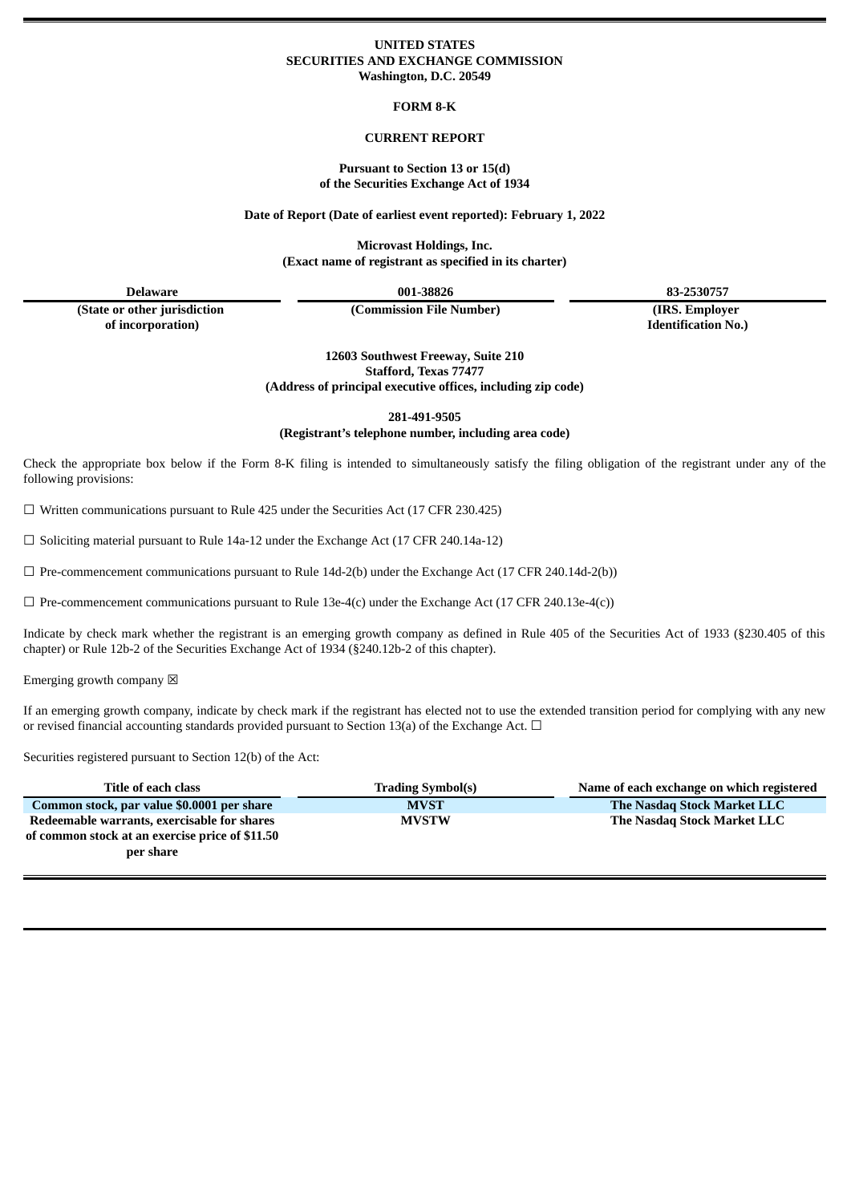**UNITED STATES**
**SECURITIES AND EXCHANGE COMMISSION**
**Washington, D.C. 20549**

**FORM 8-K**

**CURRENT REPORT**

**Pursuant to Section 13 or 15(d)**
**of the Securities Exchange Act of 1934**

**Date of Report (Date of earliest event reported): February 1, 2022**

**Microvast Holdings, Inc.**
**(Exact name of registrant as specified in its charter)**

| Delaware | 001-38826 | 83-2530757 |
|---|---|---|
| (State or other jurisdiction of incorporation) | (Commission File Number) | (IRS. Employer Identification No.) |

**12603 Southwest Freeway, Suite 210**
**Stafford, Texas 77477**
**(Address of principal executive offices, including zip code)**

**281-491-9505**
**(Registrant's telephone number, including area code)**

Check the appropriate box below if the Form 8-K filing is intended to simultaneously satisfy the filing obligation of the registrant under any of the following provisions:

☐ Written communications pursuant to Rule 425 under the Securities Act (17 CFR 230.425)

☐ Soliciting material pursuant to Rule 14a-12 under the Exchange Act (17 CFR 240.14a-12)

☐ Pre-commencement communications pursuant to Rule 14d-2(b) under the Exchange Act (17 CFR 240.14d-2(b))

☐ Pre-commencement communications pursuant to Rule 13e-4(c) under the Exchange Act (17 CFR 240.13e-4(c))

Indicate by check mark whether the registrant is an emerging growth company as defined in Rule 405 of the Securities Act of 1933 (§230.405 of this chapter) or Rule 12b-2 of the Securities Exchange Act of 1934 (§240.12b-2 of this chapter).

Emerging growth company ☒

If an emerging growth company, indicate by check mark if the registrant has elected not to use the extended transition period for complying with any new or revised financial accounting standards provided pursuant to Section 13(a) of the Exchange Act. ☐

Securities registered pursuant to Section 12(b) of the Act:

| Title of each class | Trading Symbol(s) | Name of each exchange on which registered |
|---|---|---|
| **Common stock, par value $0.0001 per share** | **MVST** | **The Nasdaq Stock Market LLC** |
| **Redeemable warrants, exercisable for shares of common stock at an exercise price of $11.50 per share** | **MVSTW** | **The Nasdaq Stock Market LLC** |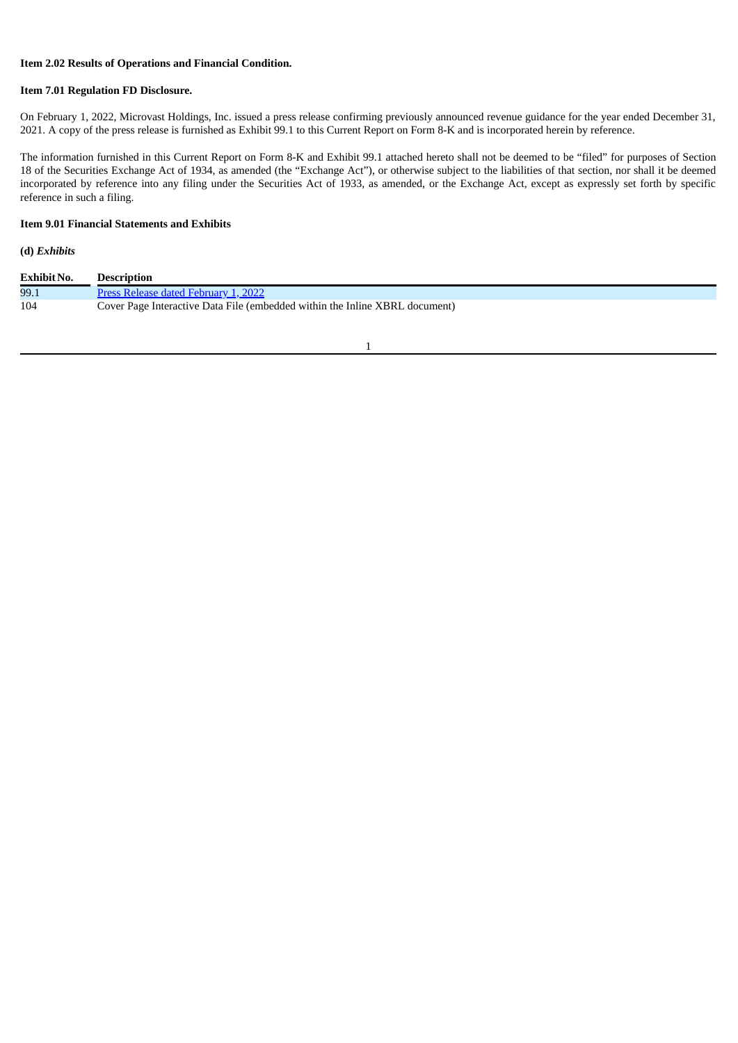**Item 2.02 Results of Operations and Financial Condition.**

**Item 7.01 Regulation FD Disclosure.**

On February 1, 2022, Microvast Holdings, Inc. issued a press release confirming previously announced revenue guidance for the year ended December 31, 2021. A copy of the press release is furnished as Exhibit 99.1 to this Current Report on Form 8-K and is incorporated herein by reference.

The information furnished in this Current Report on Form 8-K and Exhibit 99.1 attached hereto shall not be deemed to be "filed" for purposes of Section 18 of the Securities Exchange Act of 1934, as amended (the "Exchange Act"), or otherwise subject to the liabilities of that section, nor shall it be deemed incorporated by reference into any filing under the Securities Act of 1933, as amended, or the Exchange Act, except as expressly set forth by specific reference in such a filing.

**Item 9.01 Financial Statements and Exhibits**

**(d)** ***Exhibits***

| Exhibit No. | Description |
|---|---|
| 99.1 | Press Release dated February 1, 2022 |
| 104 | Cover Page Interactive Data File (embedded within the Inline XBRL document) |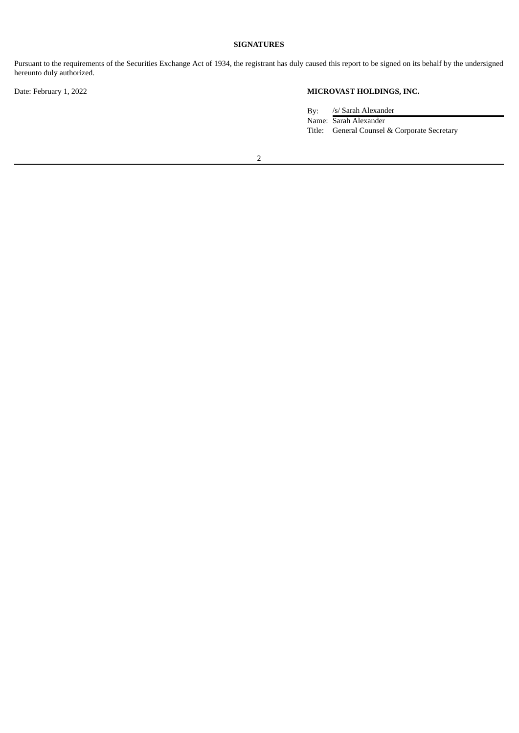**SIGNATURES**

Pursuant to the requirements of the Securities Exchange Act of 1934, the registrant has duly caused this report to be signed on its behalf by the undersigned hereunto duly authorized.

Date: February 1, 2022

**MICROVAST HOLDINGS, INC.**

By: /s/ Sarah Alexander
Name: Sarah Alexander
Title: General Counsel & Corporate Secretary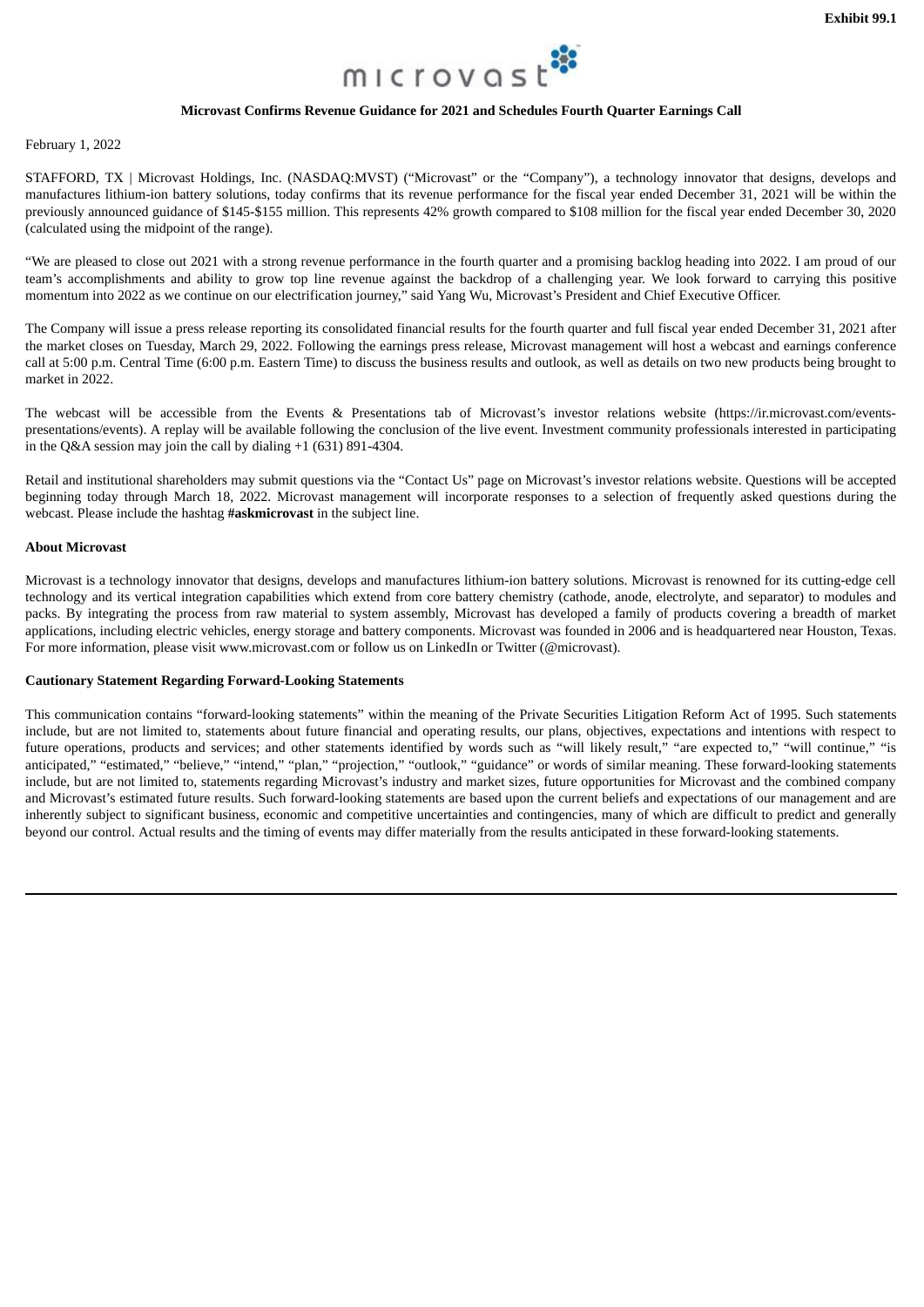Exhibit 99.1

microvast

**Microvast Confirms Revenue Guidance for 2021 and Schedules Fourth Quarter Earnings Call**

February 1, 2022

STAFFORD, TX | Microvast Holdings, Inc. (NASDAQ:MVST) ("Microvast" or the "Company"), a technology innovator that designs, develops and manufactures lithium-ion battery solutions, today confirms that its revenue performance for the fiscal year ended December 31, 2021 will be within the previously announced guidance of $145-$155 million. This represents 42% growth compared to $108 million for the fiscal year ended December 30, 2020 (calculated using the midpoint of the range).

"We are pleased to close out 2021 with a strong revenue performance in the fourth quarter and a promising backlog heading into 2022. I am proud of our team's accomplishments and ability to grow top line revenue against the backdrop of a challenging year. We look forward to carrying this positive momentum into 2022 as we continue on our electrification journey," said Yang Wu, Microvast's President and Chief Executive Officer.

The Company will issue a press release reporting its consolidated financial results for the fourth quarter and full fiscal year ended December 31, 2021 after the market closes on Tuesday, March 29, 2022. Following the earnings press release, Microvast management will host a webcast and earnings conference call at 5:00 p.m. Central Time (6:00 p.m. Eastern Time) to discuss the business results and outlook, as well as details on two new products being brought to market in 2022.

The webcast will be accessible from the Events & Presentations tab of Microvast's investor relations website (https://ir.microvast.com/events-presentations/events). A replay will be available following the conclusion of the live event. Investment community professionals interested in participating in the Q&A session may join the call by dialing +1 (631) 891-4304.

Retail and institutional shareholders may submit questions via the "Contact Us" page on Microvast's investor relations website. Questions will be accepted beginning today through March 18, 2022. Microvast management will incorporate responses to a selection of frequently asked questions during the webcast. Please include the hashtag **#askmicrovast** in the subject line.

**About Microvast**

Microvast is a technology innovator that designs, develops and manufactures lithium-ion battery solutions. Microvast is renowned for its cutting-edge cell technology and its vertical integration capabilities which extend from core battery chemistry (cathode, anode, electrolyte, and separator) to modules and packs. By integrating the process from raw material to system assembly, Microvast has developed a family of products covering a breadth of market applications, including electric vehicles, energy storage and battery components. Microvast was founded in 2006 and is headquartered near Houston, Texas. For more information, please visit www.microvast.com or follow us on LinkedIn or Twitter (@microvast).

**Cautionary Statement Regarding Forward-Looking Statements**

This communication contains "forward-looking statements" within the meaning of the Private Securities Litigation Reform Act of 1995. Such statements include, but are not limited to, statements about future financial and operating results, our plans, objectives, expectations and intentions with respect to future operations, products and services; and other statements identified by words such as "will likely result," "are expected to," "will continue," "is anticipated," "estimated," "believe," "intend," "plan," "projection," "outlook," "guidance" or words of similar meaning. These forward-looking statements include, but are not limited to, statements regarding Microvast's industry and market sizes, future opportunities for Microvast and the combined company and Microvast's estimated future results. Such forward-looking statements are based upon the current beliefs and expectations of our management and are inherently subject to significant business, economic and competitive uncertainties and contingencies, many of which are difficult to predict and generally beyond our control. Actual results and the timing of events may differ materially from the results anticipated in these forward-looking statements.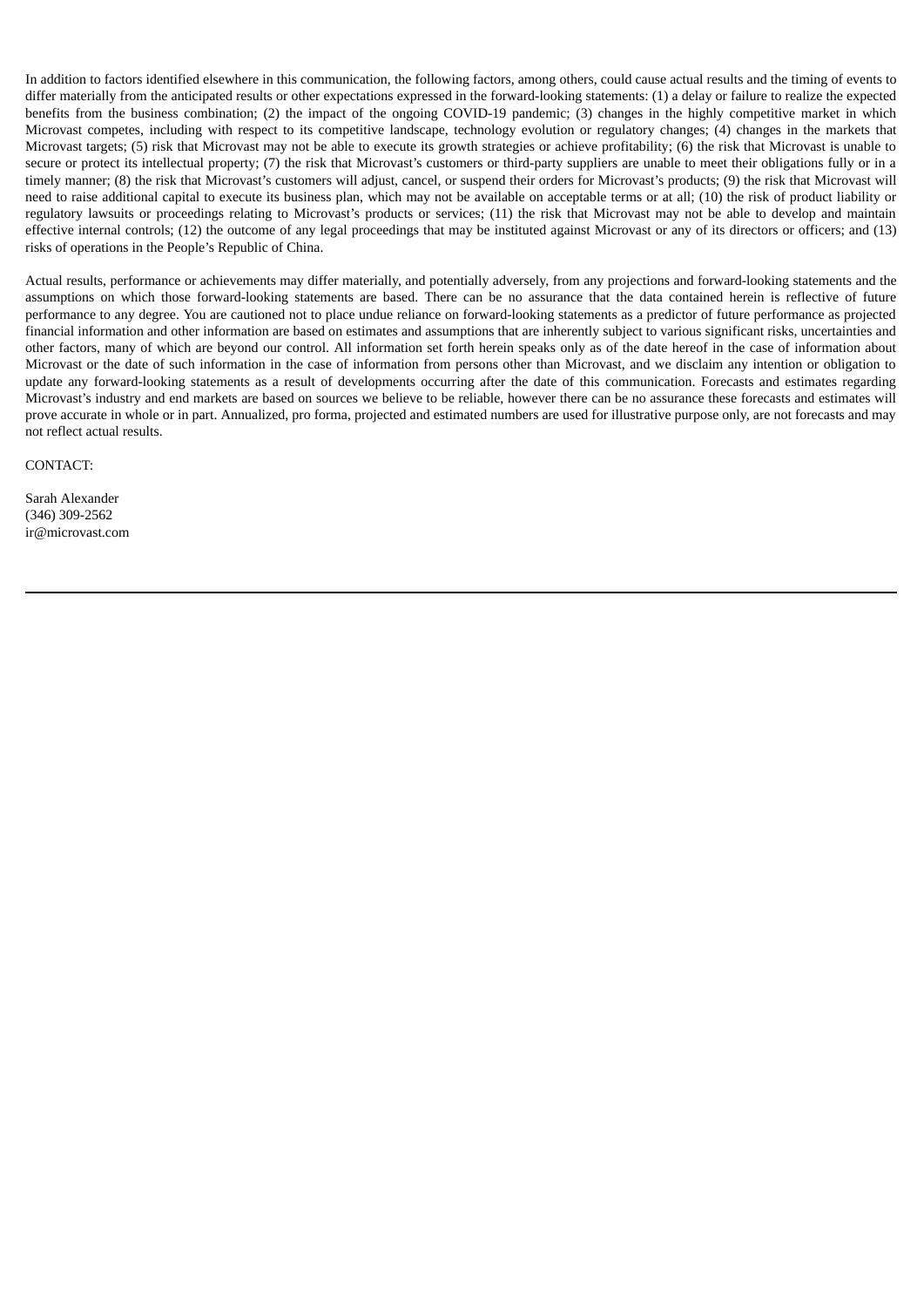In addition to factors identified elsewhere in this communication, the following factors, among others, could cause actual results and the timing of events to differ materially from the anticipated results or other expectations expressed in the forward-looking statements: (1) a delay or failure to realize the expected benefits from the business combination; (2) the impact of the ongoing COVID-19 pandemic; (3) changes in the highly competitive market in which Microvast competes, including with respect to its competitive landscape, technology evolution or regulatory changes; (4) changes in the markets that Microvast targets; (5) risk that Microvast may not be able to execute its growth strategies or achieve profitability; (6) the risk that Microvast is unable to secure or protect its intellectual property; (7) the risk that Microvast's customers or third-party suppliers are unable to meet their obligations fully or in a timely manner; (8) the risk that Microvast's customers will adjust, cancel, or suspend their orders for Microvast's products; (9) the risk that Microvast will need to raise additional capital to execute its business plan, which may not be available on acceptable terms or at all; (10) the risk of product liability or regulatory lawsuits or proceedings relating to Microvast's products or services; (11) the risk that Microvast may not be able to develop and maintain effective internal controls; (12) the outcome of any legal proceedings that may be instituted against Microvast or any of its directors or officers; and (13) risks of operations in the People's Republic of China.

Actual results, performance or achievements may differ materially, and potentially adversely, from any projections and forward-looking statements and the assumptions on which those forward-looking statements are based. There can be no assurance that the data contained herein is reflective of future performance to any degree. You are cautioned not to place undue reliance on forward-looking statements as a predictor of future performance as projected financial information and other information are based on estimates and assumptions that are inherently subject to various significant risks, uncertainties and other factors, many of which are beyond our control. All information set forth herein speaks only as of the date hereof in the case of information about Microvast or the date of such information in the case of information from persons other than Microvast, and we disclaim any intention or obligation to update any forward-looking statements as a result of developments occurring after the date of this communication. Forecasts and estimates regarding Microvast's industry and end markets are based on sources we believe to be reliable, however there can be no assurance these forecasts and estimates will prove accurate in whole or in part. Annualized, pro forma, projected and estimated numbers are used for illustrative purpose only, are not forecasts and may not reflect actual results.

CONTACT:

Sarah Alexander
(346) 309-2562
ir@microvast.com